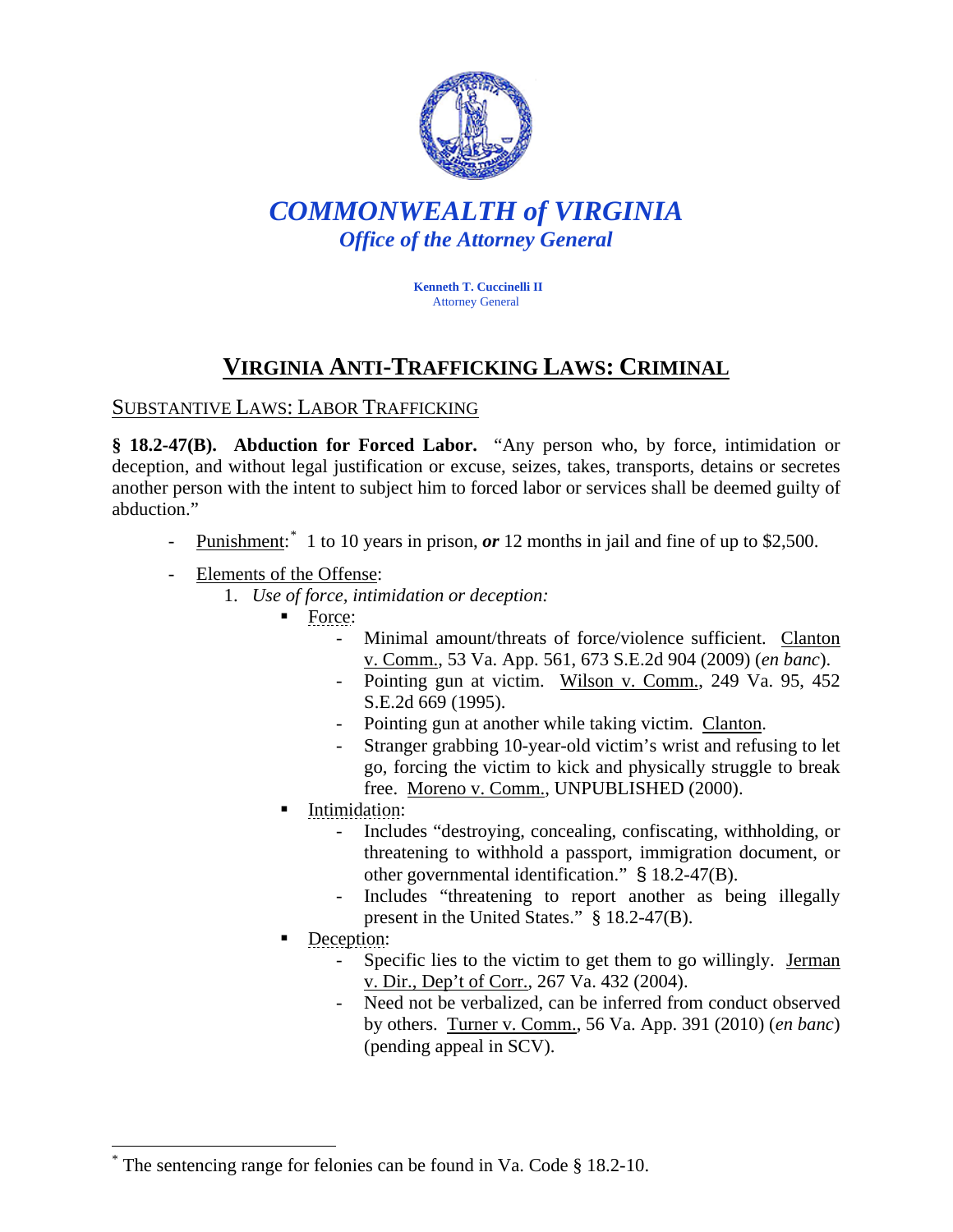# *COMMONWEALTH of VIRGINIA*
## *Office of the Attorney General*

**Kenneth T. Cuccinelli II**
Attorney General

# VIRGINIA ANTI-TRAFFICKING LAWS: CRIMINAL

## SUBSTANTIVE LAWS: LABOR TRAFFICKING

**§ 18.2-47(B). Abduction for Forced Labor.** "Any person who, by force, intimidation or deception, and without legal justification or excuse, seizes, takes, transports, detains or secretes another person with the intent to subject him to forced labor or services shall be deemed guilty of abduction."

- Punishment:[*] 1 to 10 years in prison, ***or*** 12 months in jail and fine of up to $2,500.
- Elements of the Offense:
  1. *Use of force, intimidation or deception:*
     - Force:
       - Minimal amount/threats of force/violence sufficient. Clanton v. Comm., 53 Va. App. 561, 673 S.E.2d 904 (2009) (*en banc*).
       - Pointing gun at victim. Wilson v. Comm., 249 Va. 95, 452 S.E.2d 669 (1995).
       - Pointing gun at another while taking victim. Clanton.
       - Stranger grabbing 10-year-old victim's wrist and refusing to let go, forcing the victim to kick and physically struggle to break free. Moreno v. Comm., UNPUBLISHED (2000).
     - Intimidation:
       - Includes "destroying, concealing, confiscating, withholding, or threatening to withhold a passport, immigration document, or other governmental identification." § 18.2-47(B).
       - Includes "threatening to report another as being illegally present in the United States." § 18.2-47(B).
     - Deception:
       - Specific lies to the victim to get them to go willingly. Jerman v. Dir., Dep't of Corr., 267 Va. 432 (2004).
       - Need not be verbalized, can be inferred from conduct observed by others. Turner v. Comm., 56 Va. App. 391 (2010) (*en banc*) (pending appeal in SCV).

[*] The sentencing range for felonies can be found in Va. Code § 18.2-10.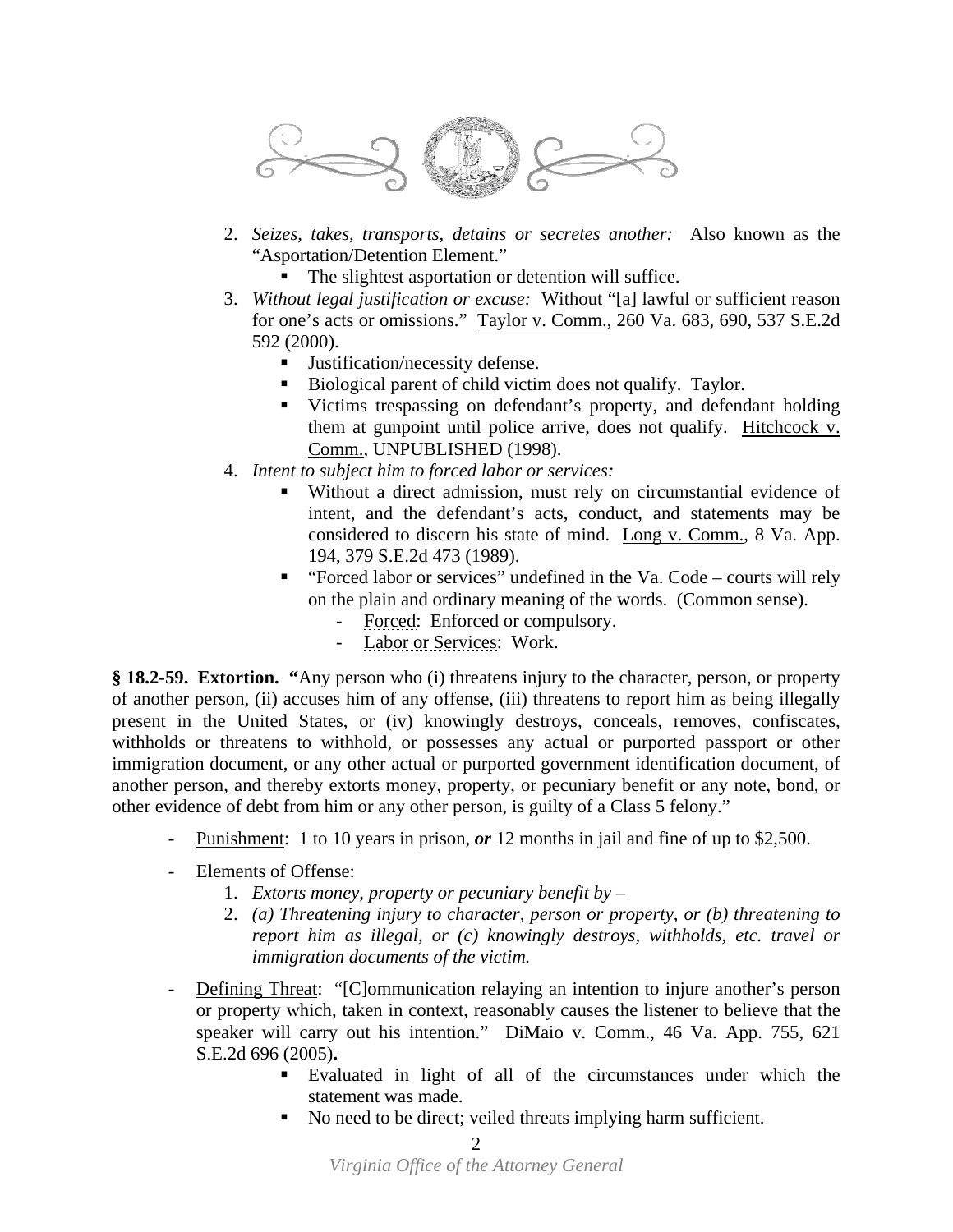2. *Seizes, takes, transports, detains or secretes another:* Also known as the "Asportation/Detention Element."
   - The slightest asportation or detention will suffice.
3. *Without legal justification or excuse:* Without "[a] lawful or sufficient reason for one's acts or omissions." Taylor v. Comm., 260 Va. 683, 690, 537 S.E.2d 592 (2000).
   - Justification/necessity defense.
   - Biological parent of child victim does not qualify. Taylor.
   - Victims trespassing on defendant's property, and defendant holding them at gunpoint until police arrive, does not qualify. Hitchcock v. Comm., UNPUBLISHED (1998).
4. *Intent to subject him to forced labor or services:*
   - Without a direct admission, must rely on circumstantial evidence of intent, and the defendant's acts, conduct, and statements may be considered to discern his state of mind. Long v. Comm., 8 Va. App. 194, 379 S.E.2d 473 (1989).
   - "Forced labor or services" undefined in the Va. Code – courts will rely on the plain and ordinary meaning of the words. (Common sense).
     - Forced: Enforced or compulsory.
     - Labor or Services: Work.

**§ 18.2-59. Extortion. "**Any person who (i) threatens injury to the character, person, or property of another person, (ii) accuses him of any offense, (iii) threatens to report him as being illegally present in the United States, or (iv) knowingly destroys, conceals, removes, confiscates, withholds or threatens to withhold, or possesses any actual or purported passport or other immigration document, or any other actual or purported government identification document, of another person, and thereby extorts money, property, or pecuniary benefit or any note, bond, or other evidence of debt from him or any other person, is guilty of a Class 5 felony."

- Punishment: 1 to 10 years in prison, ***or*** 12 months in jail and fine of up to $2,500.
- Elements of Offense:
  1. *Extorts money, property or pecuniary benefit by –*
  2. *(a) Threatening injury to character, person or property, or (b) threatening to report him as illegal, or (c) knowingly destroys, withholds, etc. travel or immigration documents of the victim.*
- Defining Threat: "[C]ommunication relaying an intention to injure another's person or property which, taken in context, reasonably causes the listener to believe that the speaker will carry out his intention." DiMaio v. Comm., 46 Va. App. 755, 621 S.E.2d 696 (2005)**.**
  - Evaluated in light of all of the circumstances under which the statement was made.
  - No need to be direct; veiled threats implying harm sufficient.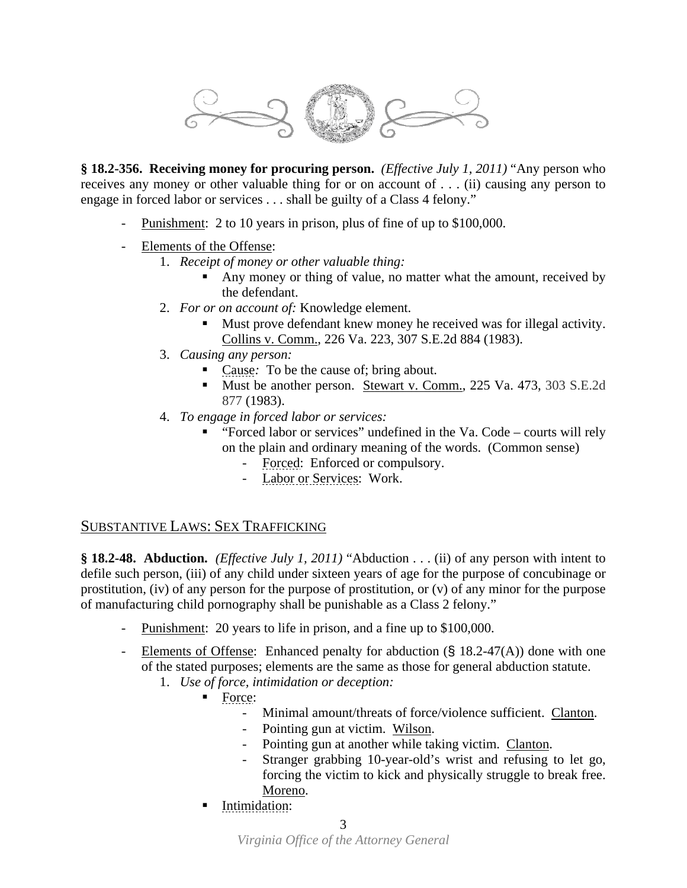**§ 18.2-356. Receiving money for procuring person.** *(Effective July 1, 2011)* "Any person who receives any money or other valuable thing for or on account of . . . (ii) causing any person to engage in forced labor or services . . . shall be guilty of a Class 4 felony."

- Punishment: 2 to 10 years in prison, plus of fine of up to $100,000.
- Elements of the Offense:
  1. *Receipt of money or other valuable thing:*
     - Any money or thing of value, no matter what the amount, received by the defendant.
  2. *For or on account of:* Knowledge element.
     - Must prove defendant knew money he received was for illegal activity. Collins v. Comm., 226 Va. 223, 307 S.E.2d 884 (1983).
  3. *Causing any person:*
     - Cause*:* To be the cause of; bring about.
     - Must be another person. Stewart v. Comm., 225 Va. 473, 303 S.E.2d 877 (1983).
  4. *To engage in forced labor or services:*
     - "Forced labor or services" undefined in the Va. Code – courts will rely on the plain and ordinary meaning of the words. (Common sense)
       - Forced: Enforced or compulsory.
       - Labor or Services: Work.

## SUBSTANTIVE LAWS: SEX TRAFFICKING

**§ 18.2-48. Abduction.** *(Effective July 1, 2011)* "Abduction . . . (ii) of any person with intent to defile such person, (iii) of any child under sixteen years of age for the purpose of concubinage or prostitution, (iv) of any person for the purpose of prostitution, or (v) of any minor for the purpose of manufacturing child pornography shall be punishable as a Class 2 felony."

- Punishment: 20 years to life in prison, and a fine up to $100,000.
- Elements of Offense: Enhanced penalty for abduction (§ 18.2-47(A)) done with one of the stated purposes; elements are the same as those for general abduction statute.
  1. *Use of force, intimidation or deception:*
     - Force:
       - Minimal amount/threats of force/violence sufficient. Clanton.
       - Pointing gun at victim. Wilson.
       - Pointing gun at another while taking victim. Clanton.
       - Stranger grabbing 10-year-old's wrist and refusing to let go, forcing the victim to kick and physically struggle to break free. Moreno.
     - Intimidation: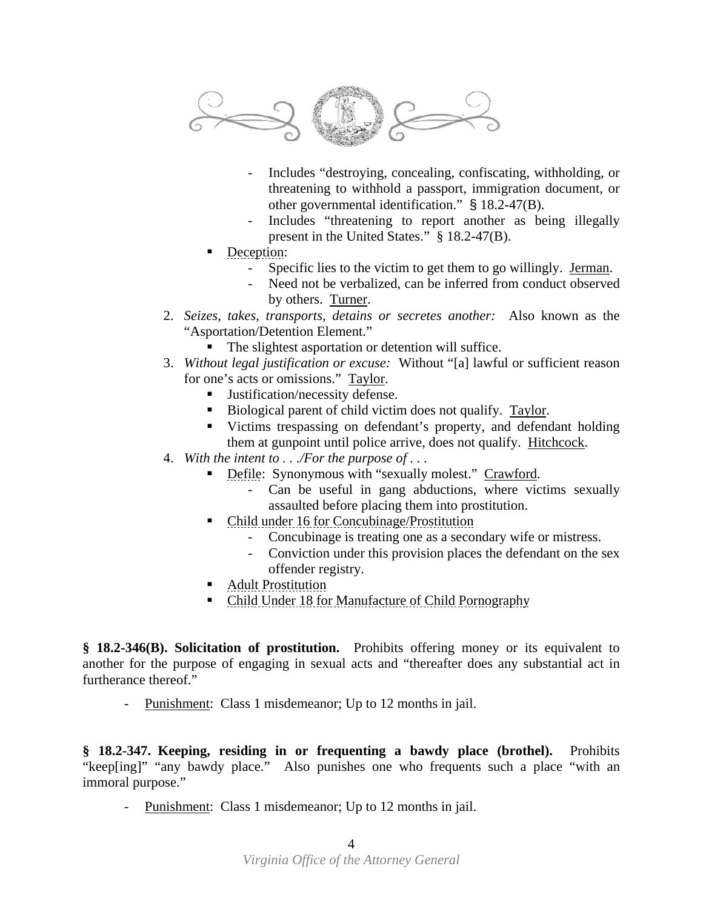- Includes "destroying, concealing, confiscating, withholding, or threatening to withhold a passport, immigration document, or other governmental identification." § 18.2-47(B).
        - Includes "threatening to report another as being illegally present in the United States." § 18.2-47(B).
    - Deception:
        - Specific lies to the victim to get them to go willingly. Jerman.
        - Need not be verbalized, can be inferred from conduct observed by others. Turner.
2. *Seizes, takes, transports, detains or secretes another:* Also known as the "Asportation/Detention Element."
    - The slightest asportation or detention will suffice.
3. *Without legal justification or excuse:* Without "[a] lawful or sufficient reason for one's acts or omissions." Taylor.
    - Justification/necessity defense.
    - Biological parent of child victim does not qualify. Taylor.
    - Victims trespassing on defendant's property, and defendant holding them at gunpoint until police arrive, does not qualify. Hitchcock.
4. *With the intent to . . ./For the purpose of . . .*
    - Defile: Synonymous with "sexually molest." Crawford.
        - Can be useful in gang abductions, where victims sexually assaulted before placing them into prostitution.
    - Child under 16 for Concubinage/Prostitution
        - Concubinage is treating one as a secondary wife or mistress.
        - Conviction under this provision places the defendant on the sex offender registry.
    - Adult Prostitution
    - Child Under 18 for Manufacture of Child Pornography

**§ 18.2-346(B). Solicitation of prostitution.** Prohibits offering money or its equivalent to another for the purpose of engaging in sexual acts and "thereafter does any substantial act in furtherance thereof."

- Punishment: Class 1 misdemeanor; Up to 12 months in jail.

**§ 18.2-347. Keeping, residing in or frequenting a bawdy place (brothel).** Prohibits "keep[ing]" "any bawdy place." Also punishes one who frequents such a place "with an immoral purpose."

- Punishment: Class 1 misdemeanor; Up to 12 months in jail.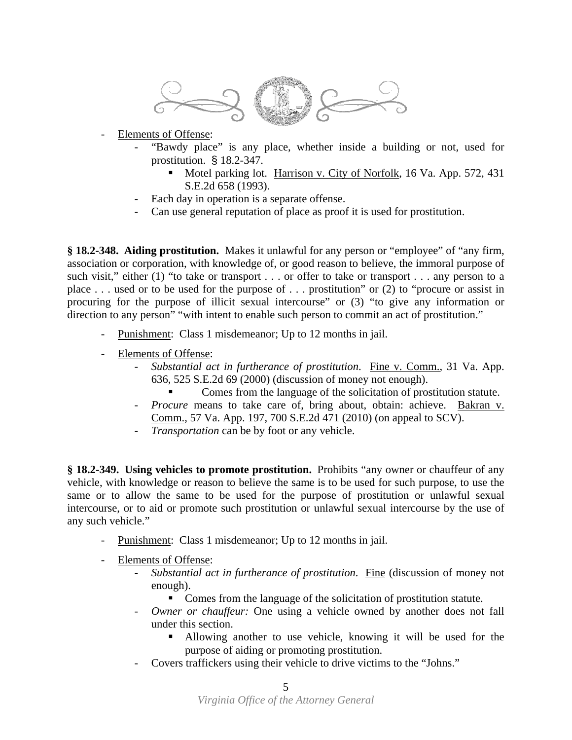- Elements of Offense:
    - "Bawdy place" is any place, whether inside a building or not, used for prostitution. § 18.2-347.
        - Motel parking lot. Harrison v. City of Norfolk, 16 Va. App. 572, 431 S.E.2d 658 (1993).
    - Each day in operation is a separate offense.
    - Can use general reputation of place as proof it is used for prostitution.

**§ 18.2-348. Aiding prostitution.** Makes it unlawful for any person or "employee" of "any firm, association or corporation, with knowledge of, or good reason to believe, the immoral purpose of such visit," either (1) "to take or transport . . . or offer to take or transport . . . any person to a place . . . used or to be used for the purpose of . . . prostitution" or (2) to "procure or assist in procuring for the purpose of illicit sexual intercourse" or (3) "to give any information or direction to any person" "with intent to enable such person to commit an act of prostitution."

- Punishment: Class 1 misdemeanor; Up to 12 months in jail.

- Elements of Offense:
    - *Substantial act in furtherance of prostitution*. Fine v. Comm., 31 Va. App. 636, 525 S.E.2d 69 (2000) (discussion of money not enough).
        - Comes from the language of the solicitation of prostitution statute.
    - *Procure* means to take care of, bring about, obtain: achieve. Bakran v. Comm., 57 Va. App. 197, 700 S.E.2d 471 (2010) (on appeal to SCV).
    - *Transportation* can be by foot or any vehicle.

**§ 18.2-349. Using vehicles to promote prostitution.** Prohibits "any owner or chauffeur of any vehicle, with knowledge or reason to believe the same is to be used for such purpose, to use the same or to allow the same to be used for the purpose of prostitution or unlawful sexual intercourse, or to aid or promote such prostitution or unlawful sexual intercourse by the use of any such vehicle."

- Punishment: Class 1 misdemeanor; Up to 12 months in jail.

- Elements of Offense:
    - *Substantial act in furtherance of prostitution*. Fine (discussion of money not enough).
        - Comes from the language of the solicitation of prostitution statute.
    - *Owner or chauffeur:* One using a vehicle owned by another does not fall under this section.
        - Allowing another to use vehicle, knowing it will be used for the purpose of aiding or promoting prostitution.
    - Covers traffickers using their vehicle to drive victims to the "Johns."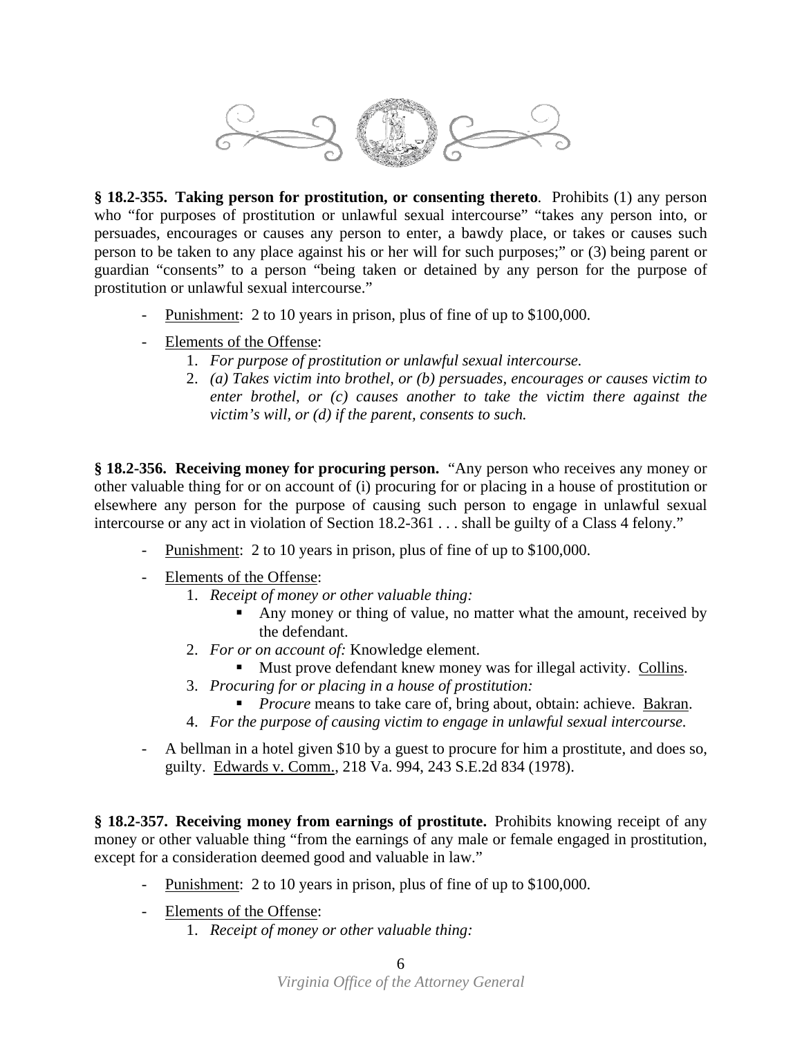**§ 18.2-355. Taking person for prostitution, or consenting thereto**. Prohibits (1) any person who "for purposes of prostitution or unlawful sexual intercourse" "takes any person into, or persuades, encourages or causes any person to enter, a bawdy place, or takes or causes such person to be taken to any place against his or her will for such purposes;" or (3) being parent or guardian "consents" to a person "being taken or detained by any person for the purpose of prostitution or unlawful sexual intercourse."

- Punishment: 2 to 10 years in prison, plus of fine of up to $100,000.
- Elements of the Offense:
    1. *For purpose of prostitution or unlawful sexual intercourse.*
    2. *(a) Takes victim into brothel, or (b) persuades, encourages or causes victim to enter brothel, or (c) causes another to take the victim there against the victim's will, or (d) if the parent, consents to such.*

**§ 18.2-356. Receiving money for procuring person.** "Any person who receives any money or other valuable thing for or on account of (i) procuring for or placing in a house of prostitution or elsewhere any person for the purpose of causing such person to engage in unlawful sexual intercourse or any act in violation of Section 18.2-361 . . . shall be guilty of a Class 4 felony."

- Punishment: 2 to 10 years in prison, plus of fine of up to $100,000.
- Elements of the Offense:
    1. *Receipt of money or other valuable thing:*
        - Any money or thing of value, no matter what the amount, received by the defendant.
    2. *For or on account of:* Knowledge element.
        - Must prove defendant knew money was for illegal activity. Collins.
    3. *Procuring for or placing in a house of prostitution:*
        - *Procure* means to take care of, bring about, obtain: achieve. Bakran.
    4. *For the purpose of causing victim to engage in unlawful sexual intercourse.*
- A bellman in a hotel given $10 by a guest to procure for him a prostitute, and does so, guilty. Edwards v. Comm., 218 Va. 994, 243 S.E.2d 834 (1978).

**§ 18.2-357. Receiving money from earnings of prostitute.** Prohibits knowing receipt of any money or other valuable thing "from the earnings of any male or female engaged in prostitution, except for a consideration deemed good and valuable in law."

- Punishment: 2 to 10 years in prison, plus of fine of up to $100,000.
- Elements of the Offense:
    1. *Receipt of money or other valuable thing:*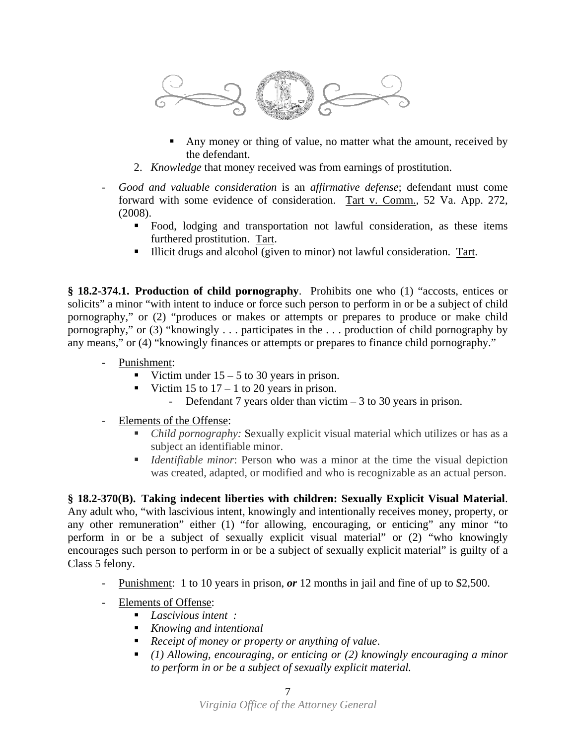- Any money or thing of value, no matter what the amount, received by the defendant.

2. *Knowledge* that money received was from earnings of prostitution.

- *Good and valuable consideration* is an *affirmative defense*; defendant must come forward with some evidence of consideration. Tart v. Comm., 52 Va. App. 272, (2008).
  - Food, lodging and transportation not lawful consideration, as these items furthered prostitution. Tart.
  - Illicit drugs and alcohol (given to minor) not lawful consideration. Tart.

**§ 18.2-374.1. Production of child pornography**. Prohibits one who (1) "accosts, entices or solicits" a minor "with intent to induce or force such person to perform in or be a subject of child pornography," or (2) "produces or makes or attempts or prepares to produce or make child pornography," or (3) "knowingly . . . participates in the . . . production of child pornography by any means," or (4) "knowingly finances or attempts or prepares to finance child pornography."

- Punishment:
  - Victim under 15 – 5 to 30 years in prison.
  - Victim 15 to 17 – 1 to 20 years in prison.
    - Defendant 7 years older than victim – 3 to 30 years in prison.
- Elements of the Offense:
  - *Child pornography:* Sexually explicit visual material which utilizes or has as a subject an identifiable minor.
  - *Identifiable minor*: Person who was a minor at the time the visual depiction was created, adapted, or modified and who is recognizable as an actual person.

**§ 18.2-370(B). Taking indecent liberties with children: Sexually Explicit Visual Material**. Any adult who, "with lascivious intent, knowingly and intentionally receives money, property, or any other remuneration" either (1) "for allowing, encouraging, or enticing" any minor "to perform in or be a subject of sexually explicit visual material" or (2) "who knowingly encourages such person to perform in or be a subject of sexually explicit material" is guilty of a Class 5 felony.

- Punishment: 1 to 10 years in prison, ***or*** 12 months in jail and fine of up to $2,500.
- Elements of Offense:
  - *Lascivious intent :*
  - *Knowing and intentional*
  - *Receipt of money or property or anything of value*.
  - *(1) Allowing, encouraging, or enticing or (2) knowingly encouraging a minor to perform in or be a subject of sexually explicit material.*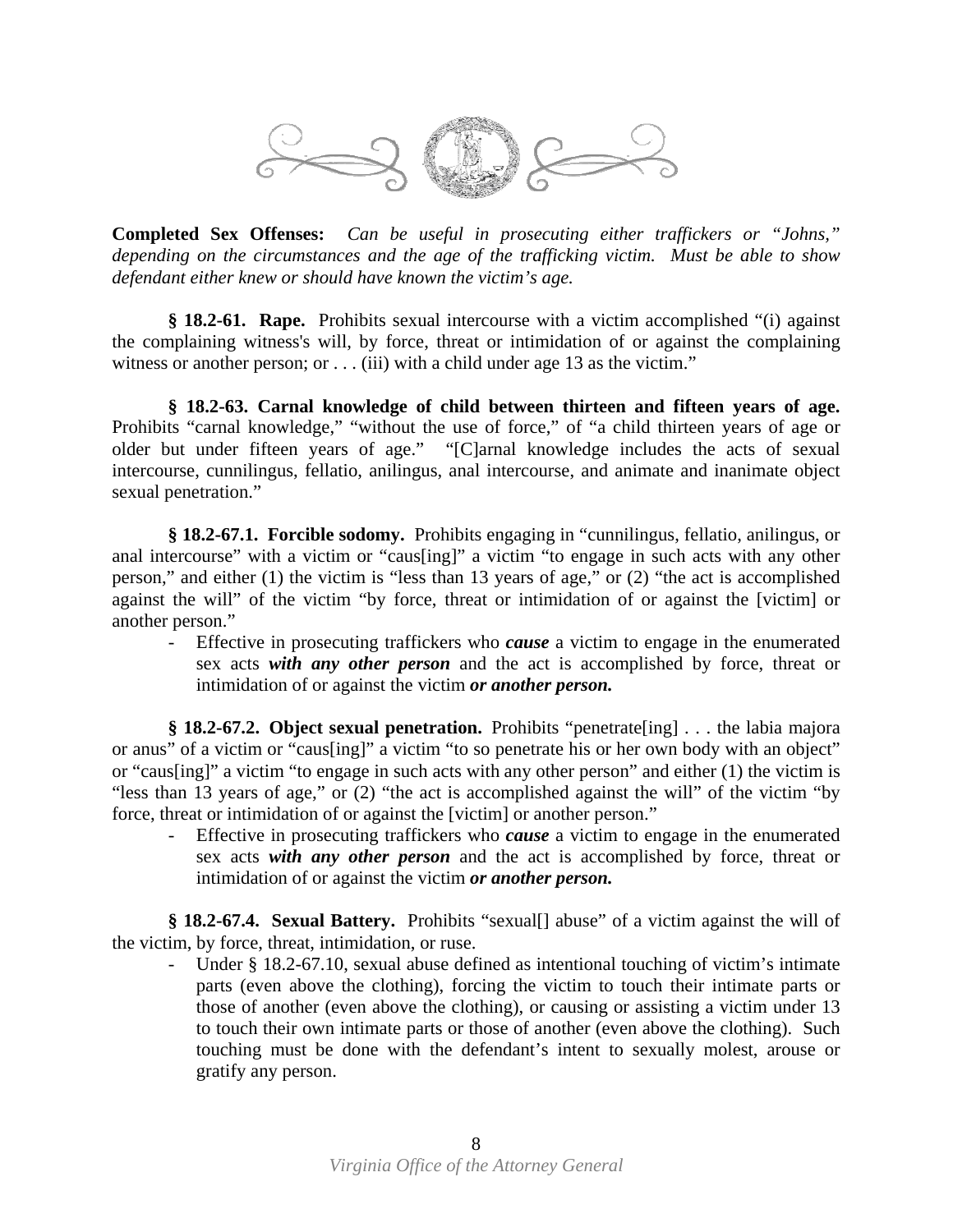**Completed Sex Offenses:** *Can be useful in prosecuting either traffickers or "Johns," depending on the circumstances and the age of the trafficking victim. Must be able to show defendant either knew or should have known the victim's age.*

**§ 18.2-61. Rape.** Prohibits sexual intercourse with a victim accomplished "(i) against the complaining witness's will, by force, threat or intimidation of or against the complaining witness or another person; or . . . (iii) with a child under age 13 as the victim."

**§ 18.2-63. Carnal knowledge of child between thirteen and fifteen years of age.** Prohibits "carnal knowledge," "without the use of force," of "a child thirteen years of age or older but under fifteen years of age." "[C]arnal knowledge includes the acts of sexual intercourse, cunnilingus, fellatio, anilingus, anal intercourse, and animate and inanimate object sexual penetration."

**§ 18.2-67.1. Forcible sodomy.** Prohibits engaging in "cunnilingus, fellatio, anilingus, or anal intercourse" with a victim or "caus[ing]" a victim "to engage in such acts with any other person," and either (1) the victim is "less than 13 years of age," or (2) "the act is accomplished against the will" of the victim "by force, threat or intimidation of or against the [victim] or another person."

- Effective in prosecuting traffickers who ***cause*** a victim to engage in the enumerated sex acts ***with any other person*** and the act is accomplished by force, threat or intimidation of or against the victim ***or another person.***

**§ 18.2-67.2. Object sexual penetration.** Prohibits "penetrate[ing] . . . the labia majora or anus" of a victim or "caus[ing]" a victim "to so penetrate his or her own body with an object" or "caus[ing]" a victim "to engage in such acts with any other person" and either (1) the victim is "less than 13 years of age," or (2) "the act is accomplished against the will" of the victim "by force, threat or intimidation of or against the [victim] or another person."

- Effective in prosecuting traffickers who ***cause*** a victim to engage in the enumerated sex acts ***with any other person*** and the act is accomplished by force, threat or intimidation of or against the victim ***or another person.***

**§ 18.2-67.4. Sexual Battery.** Prohibits "sexual[] abuse" of a victim against the will of the victim, by force, threat, intimidation, or ruse.

- Under § 18.2-67.10, sexual abuse defined as intentional touching of victim's intimate parts (even above the clothing), forcing the victim to touch their intimate parts or those of another (even above the clothing), or causing or assisting a victim under 13 to touch their own intimate parts or those of another (even above the clothing). Such touching must be done with the defendant's intent to sexually molest, arouse or gratify any person.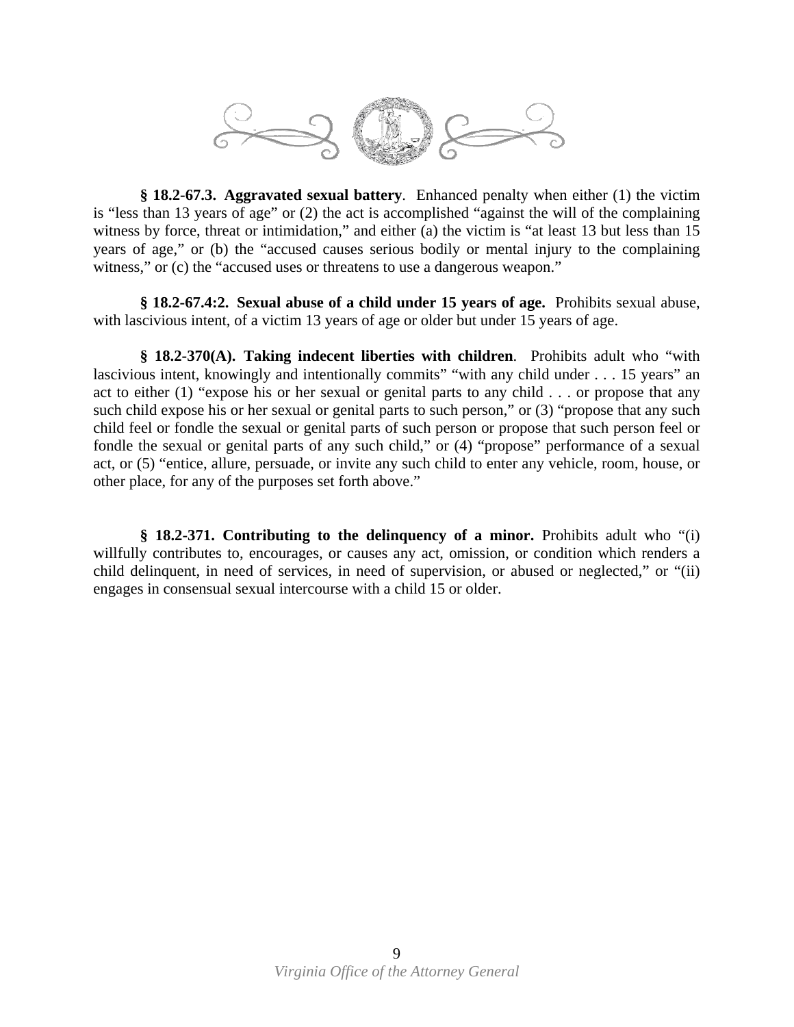**§ 18.2-67.3. Aggravated sexual battery**. Enhanced penalty when either (1) the victim is "less than 13 years of age" or (2) the act is accomplished "against the will of the complaining witness by force, threat or intimidation," and either (a) the victim is "at least 13 but less than 15 years of age," or (b) the "accused causes serious bodily or mental injury to the complaining witness," or (c) the "accused uses or threatens to use a dangerous weapon."

**§ 18.2-67.4:2. Sexual abuse of a child under 15 years of age.** Prohibits sexual abuse, with lascivious intent, of a victim 13 years of age or older but under 15 years of age.

**§ 18.2-370(A). Taking indecent liberties with children**. Prohibits adult who "with lascivious intent, knowingly and intentionally commits" "with any child under . . . 15 years" an act to either (1) "expose his or her sexual or genital parts to any child . . . or propose that any such child expose his or her sexual or genital parts to such person," or (3) "propose that any such child feel or fondle the sexual or genital parts of such person or propose that such person feel or fondle the sexual or genital parts of any such child," or (4) "propose" performance of a sexual act, or (5) "entice, allure, persuade, or invite any such child to enter any vehicle, room, house, or other place, for any of the purposes set forth above."

**§ 18.2-371. Contributing to the delinquency of a minor.** Prohibits adult who "(i) willfully contributes to, encourages, or causes any act, omission, or condition which renders a child delinquent, in need of services, in need of supervision, or abused or neglected," or "(ii) engages in consensual sexual intercourse with a child 15 or older.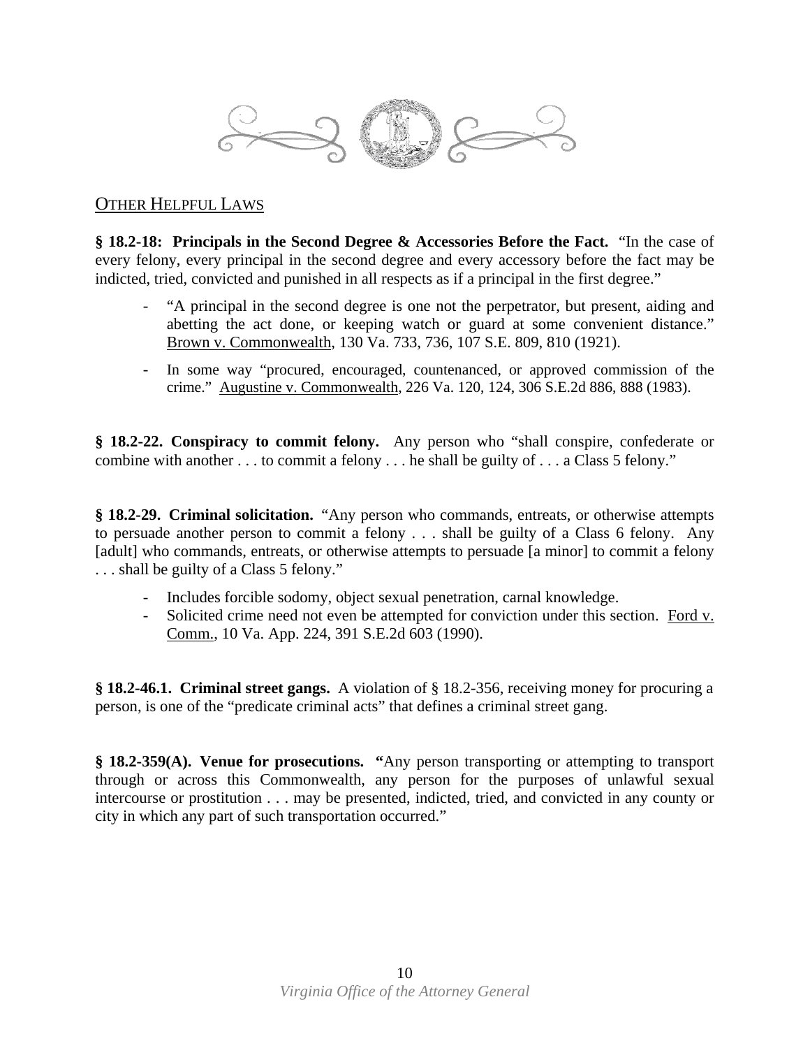## OTHER HELPFUL LAWS

**§ 18.2-18: Principals in the Second Degree & Accessories Before the Fact.** "In the case of every felony, every principal in the second degree and every accessory before the fact may be indicted, tried, convicted and punished in all respects as if a principal in the first degree."

- "A principal in the second degree is one not the perpetrator, but present, aiding and abetting the act done, or keeping watch or guard at some convenient distance." Brown v. Commonwealth, 130 Va. 733, 736, 107 S.E. 809, 810 (1921).
- In some way "procured, encouraged, countenanced, or approved commission of the crime." Augustine v. Commonwealth, 226 Va. 120, 124, 306 S.E.2d 886, 888 (1983).

**§ 18.2-22. Conspiracy to commit felony.** Any person who "shall conspire, confederate or combine with another . . . to commit a felony . . . he shall be guilty of . . . a Class 5 felony."

**§ 18.2-29. Criminal solicitation.** "Any person who commands, entreats, or otherwise attempts to persuade another person to commit a felony . . . shall be guilty of a Class 6 felony. Any [adult] who commands, entreats, or otherwise attempts to persuade [a minor] to commit a felony . . . shall be guilty of a Class 5 felony."

- Includes forcible sodomy, object sexual penetration, carnal knowledge.
- Solicited crime need not even be attempted for conviction under this section. Ford v. Comm., 10 Va. App. 224, 391 S.E.2d 603 (1990).

**§ 18.2-46.1. Criminal street gangs.** A violation of § 18.2-356, receiving money for procuring a person, is one of the "predicate criminal acts" that defines a criminal street gang.

**§ 18.2-359(A). Venue for prosecutions. "**Any person transporting or attempting to transport through or across this Commonwealth, any person for the purposes of unlawful sexual intercourse or prostitution . . . may be presented, indicted, tried, and convicted in any county or city in which any part of such transportation occurred."